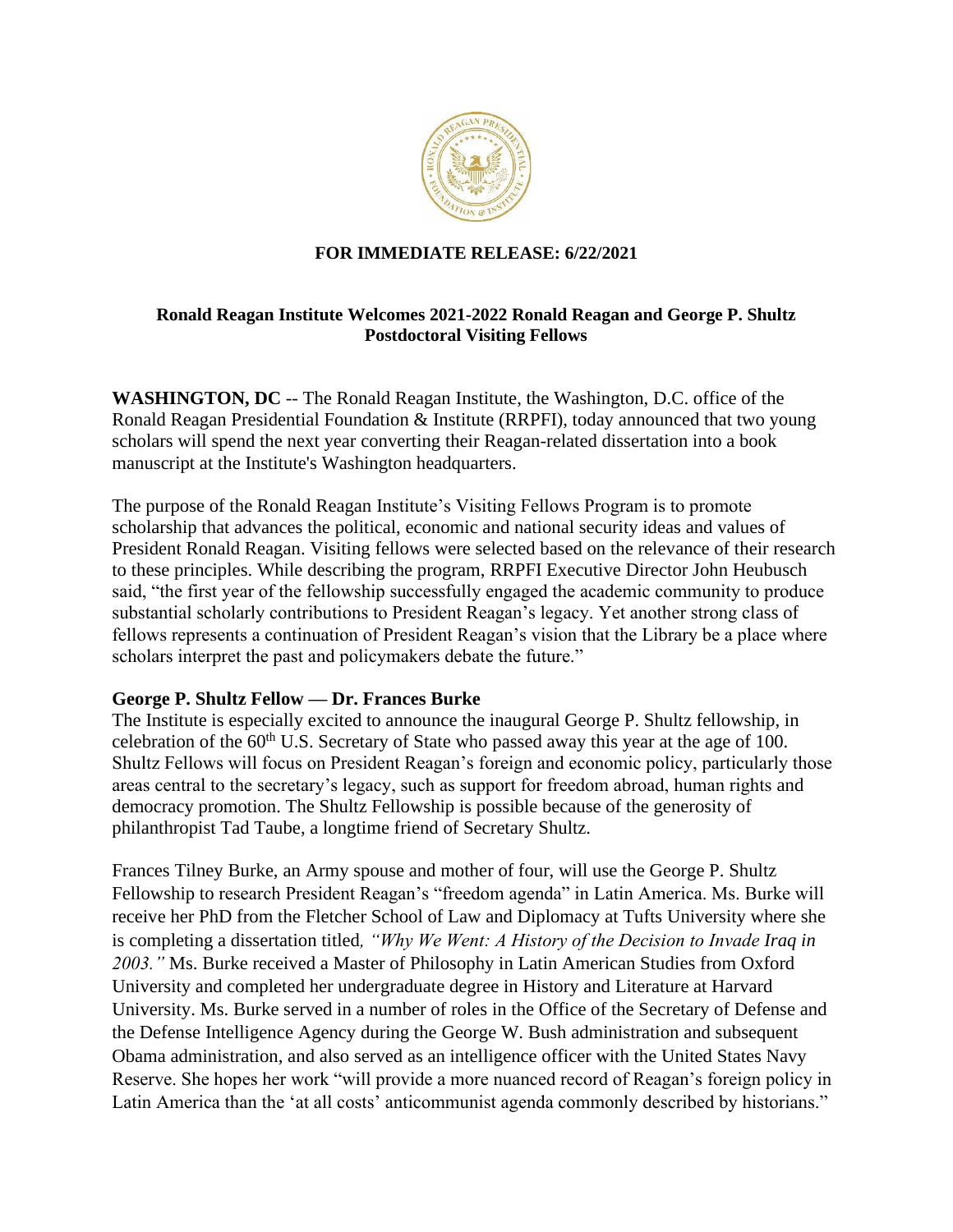**FOR IMMEDIATE RELEASE: 6/22/2021**

**Ronald Reagan Institute Welcomes 2021-2022 Ronald Reagan and George P. Shultz Postdoctoral Visiting Fellows**

**WASHINGTON, DC** -- The Ronald Reagan Institute, the Washington, D.C. office of the Ronald Reagan Presidential Foundation & Institute (RRPFI), today announced that two young scholars will spend the next year converting their Reagan-related dissertation into a book manuscript at the Institute's Washington headquarters.

The purpose of the Ronald Reagan Institute's Visiting Fellows Program is to promote scholarship that advances the political, economic and national security ideas and values of President Ronald Reagan. Visiting fellows were selected based on the relevance of their research to these principles. While describing the program, RRPFI Executive Director John Heubusch said, "the first year of the fellowship successfully engaged the academic community to produce substantial scholarly contributions to President Reagan's legacy. Yet another strong class of fellows represents a continuation of President Reagan's vision that the Library be a place where scholars interpret the past and policymakers debate the future."

**George P. Shultz Fellow — Dr. Frances Burke**

The Institute is especially excited to announce the inaugural George P. Shultz fellowship, in celebration of the 60th U.S. Secretary of State who passed away this year at the age of 100. Shultz Fellows will focus on President Reagan's foreign and economic policy, particularly those areas central to the secretary's legacy, such as support for freedom abroad, human rights and democracy promotion. The Shultz Fellowship is possible because of the generosity of philanthropist Tad Taube, a longtime friend of Secretary Shultz.

Frances Tilney Burke, an Army spouse and mother of four, will use the George P. Shultz Fellowship to research President Reagan's "freedom agenda" in Latin America. Ms. Burke will receive her PhD from the Fletcher School of Law and Diplomacy at Tufts University where she is completing a dissertation titled*, "Why We Went: A History of the Decision to Invade Iraq in 2003."* Ms. Burke received a Master of Philosophy in Latin American Studies from Oxford University and completed her undergraduate degree in History and Literature at Harvard University. Ms. Burke served in a number of roles in the Office of the Secretary of Defense and the Defense Intelligence Agency during the George W. Bush administration and subsequent Obama administration, and also served as an intelligence officer with the United States Navy Reserve. She hopes her work "will provide a more nuanced record of Reagan's foreign policy in Latin America than the 'at all costs' anticommunist agenda commonly described by historians."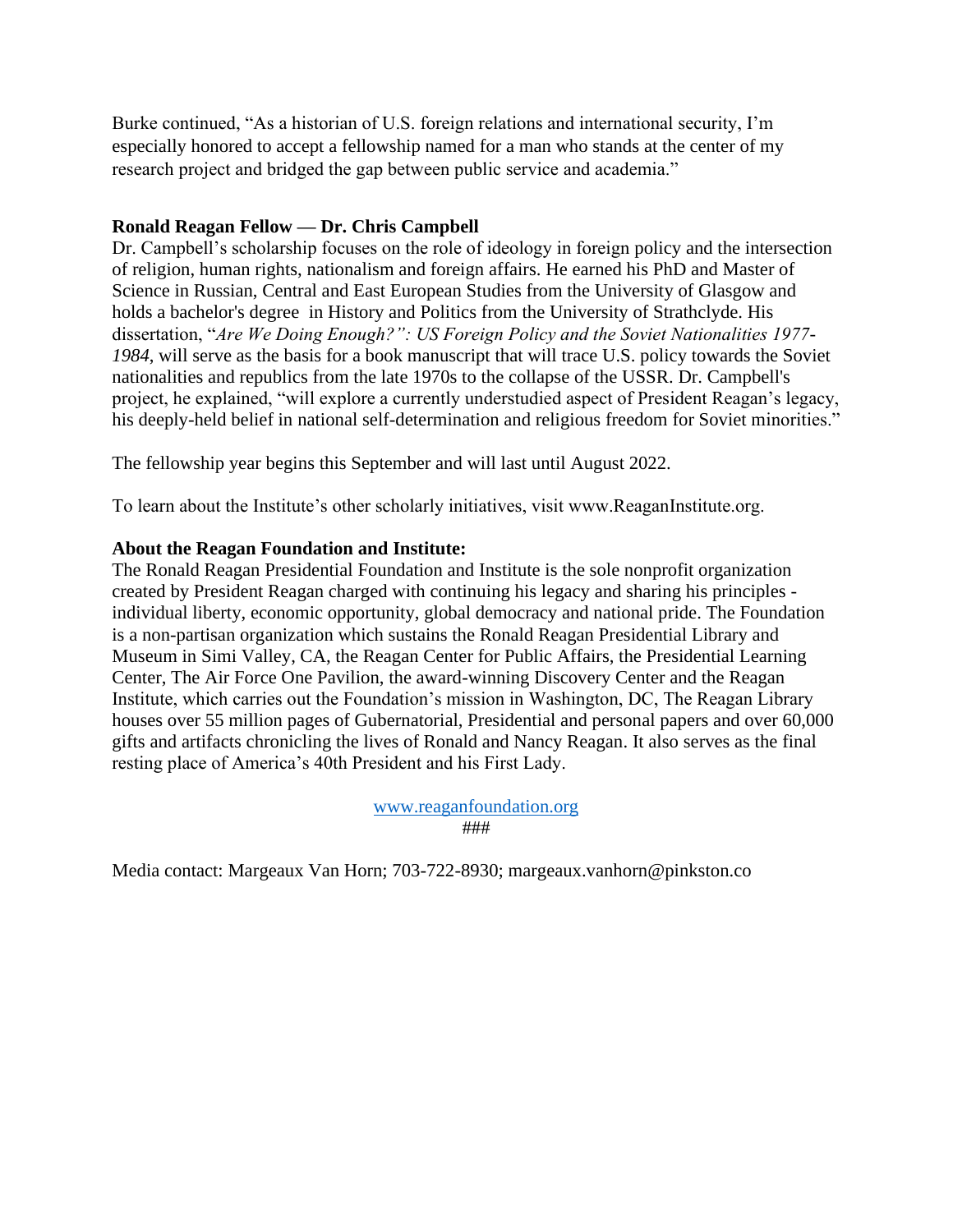Burke continued, "As a historian of U.S. foreign relations and international security, I'm especially honored to accept a fellowship named for a man who stands at the center of my research project and bridged the gap between public service and academia."

**Ronald Reagan Fellow — Dr. Chris Campbell**

Dr. Campbell's scholarship focuses on the role of ideology in foreign policy and the intersection of religion, human rights, nationalism and foreign affairs. He earned his PhD and Master of Science in Russian, Central and East European Studies from the University of Glasgow and holds a bachelor's degree in History and Politics from the University of Strathclyde. His dissertation, "*Are We Doing Enough?": US Foreign Policy and the Soviet Nationalities 1977-1984*, will serve as the basis for a book manuscript that will trace U.S. policy towards the Soviet nationalities and republics from the late 1970s to the collapse of the USSR. Dr. Campbell's project, he explained, "will explore a currently understudied aspect of President Reagan's legacy, his deeply-held belief in national self-determination and religious freedom for Soviet minorities."

The fellowship year begins this September and will last until August 2022.

To learn about the Institute's other scholarly initiatives, visit www.ReaganInstitute.org.

**About the Reagan Foundation and Institute:**

The Ronald Reagan Presidential Foundation and Institute is the sole nonprofit organization created by President Reagan charged with continuing his legacy and sharing his principles - individual liberty, economic opportunity, global democracy and national pride. The Foundation is a non-partisan organization which sustains the Ronald Reagan Presidential Library and Museum in Simi Valley, CA, the Reagan Center for Public Affairs, the Presidential Learning Center, The Air Force One Pavilion, the award-winning Discovery Center and the Reagan Institute, which carries out the Foundation's mission in Washington, DC, The Reagan Library houses over 55 million pages of Gubernatorial, Presidential and personal papers and over 60,000 gifts and artifacts chronicling the lives of Ronald and Nancy Reagan. It also serves as the final resting place of America's 40th President and his First Lady.

www.reaganfoundation.org

###

Media contact: Margeaux Van Horn; 703-722-8930; margeaux.vanhorn@pinkston.co